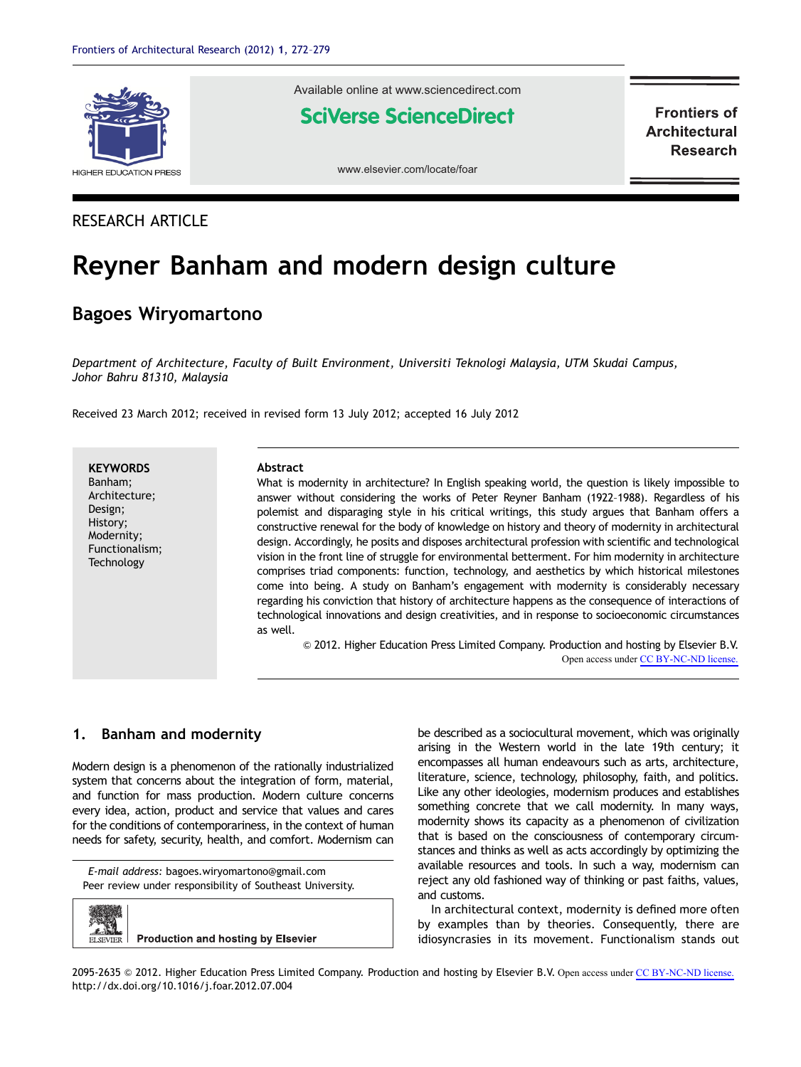RESEARCH ARTICLE

# Reyner Banham and modern design culture

## Bagoes Wiryomartono

*Department of Architecture, Faculty of Built Environment, Universiti Teknologi Malaysia, UTM Skudai Campus, Johor Bahru 81310, Malaysia*

Received 23 March 2012; received in revised form 13 July 2012; accepted 16 July 2012

**KEYWORDS**
Banham;
Architecture;
Design;
History;
Modernity;
Functionalism;
Technology

**Abstract**

What is modernity in architecture? In English speaking world, the question is likely impossible to answer without considering the works of Peter Reyner Banham (1922–1988). Regardless of his polemist and disparaging style in his critical writings, this study argues that Banham offers a constructive renewal for the body of knowledge on history and theory of modernity in architectural design. Accordingly, he posits and disposes architectural profession with scientific and technological vision in the front line of struggle for environmental betterment. For him modernity in architecture comprises triad components: function, technology, and aesthetics by which historical milestones come into being. A study on Banham's engagement with modernity is considerably necessary regarding his conviction that history of architecture happens as the consequence of interactions of technological innovations and design creativities, and in response to socioeconomic circumstances as well.

© 2012. Higher Education Press Limited Company. Production and hosting by Elsevier B.V. Open access under CC BY-NC-ND license.

## 1. Banham and modernity

Modern design is a phenomenon of the rationally industrialized system that concerns about the integration of form, material, and function for mass production. Modern culture concerns every idea, action, product and service that values and cares for the conditions of contemporariness, in the context of human needs for safety, security, health, and comfort. Modernism can be described as a sociocultural movement, which was originally arising in the Western world in the late 19th century; it encompasses all human endeavours such as arts, architecture, literature, science, technology, philosophy, faith, and politics. Like any other ideologies, modernism produces and establishes something concrete that we call modernity. In many ways, modernity shows its capacity as a phenomenon of civilization that is based on the consciousness of contemporary circumstances and thinks as well as acts accordingly by optimizing the available resources and tools. In such a way, modernism can reject any old fashioned way of thinking or past faiths, values, and customs.

In architectural context, modernity is defined more often by examples than by theories. Consequently, there are idiosyncrasies in its movement. Functionalism stands out

*E-mail address:* bagoes.wiryomartono@gmail.com
Peer review under responsibility of Southeast University.

Production and hosting by Elsevier

2095-2635 © 2012. Higher Education Press Limited Company. Production and hosting by Elsevier B.V. Open access under CC BY-NC-ND license.
http://dx.doi.org/10.1016/j.foar.2012.07.004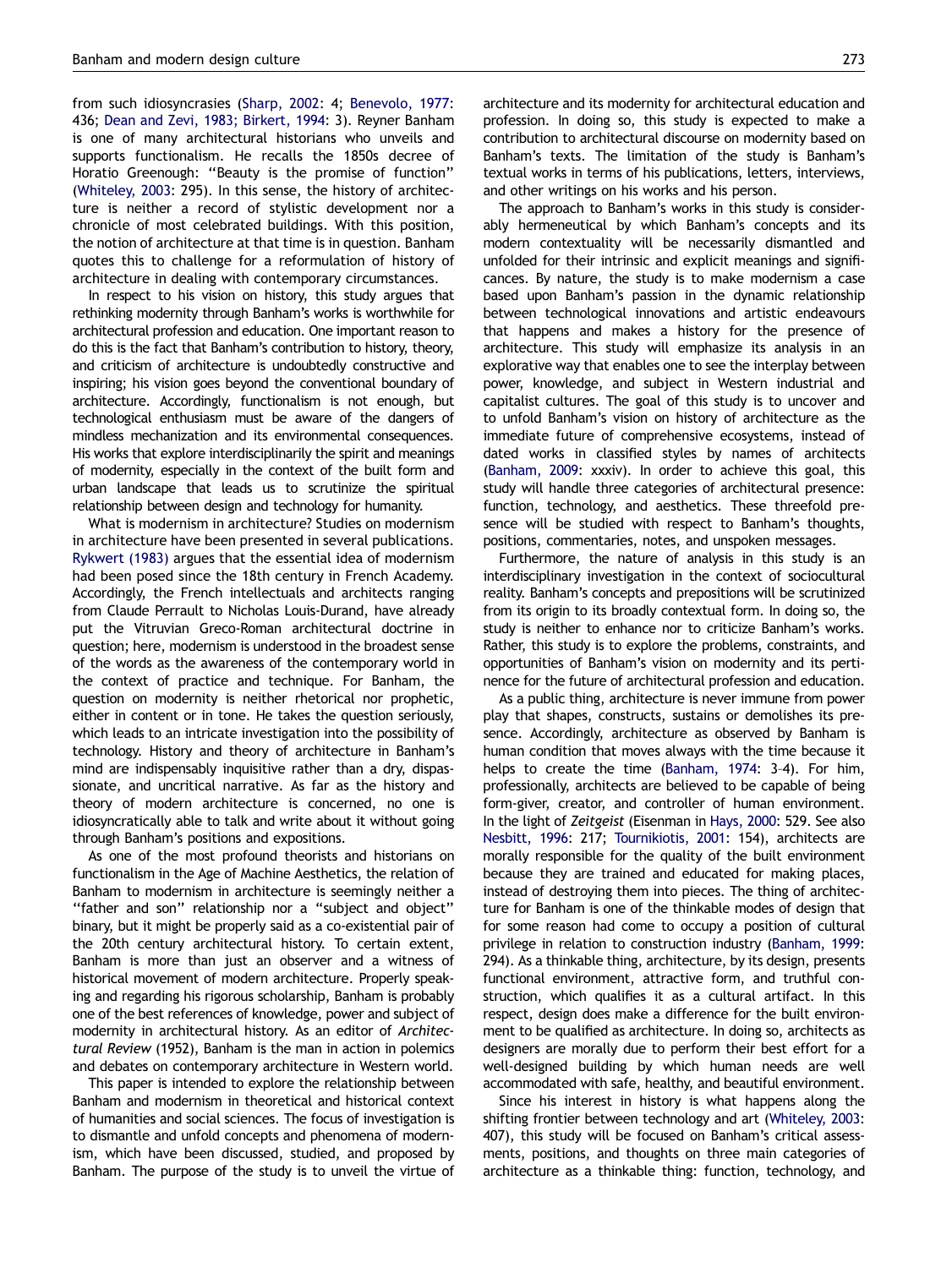from such idiosyncrasies (Sharp, 2002: 4; Benevolo, 1977: 436; Dean and Zevi, 1983; Birkert, 1994: 3). Reyner Banham is one of many architectural historians who unveils and supports functionalism. He recalls the 1850s decree of Horatio Greenough: ''Beauty is the promise of function'' (Whiteley, 2003: 295). In this sense, the history of architecture is neither a record of stylistic development nor a chronicle of most celebrated buildings. With this position, the notion of architecture at that time is in question. Banham quotes this to challenge for a reformulation of history of architecture in dealing with contemporary circumstances.

In respect to his vision on history, this study argues that rethinking modernity through Banham's works is worthwhile for architectural profession and education. One important reason to do this is the fact that Banham's contribution to history, theory, and criticism of architecture is undoubtedly constructive and inspiring; his vision goes beyond the conventional boundary of architecture. Accordingly, functionalism is not enough, but technological enthusiasm must be aware of the dangers of mindless mechanization and its environmental consequences. His works that explore interdisciplinarily the spirit and meanings of modernity, especially in the context of the built form and urban landscape that leads us to scrutinize the spiritual relationship between design and technology for humanity.

What is modernism in architecture? Studies on modernism in architecture have been presented in several publications. Rykwert (1983) argues that the essential idea of modernism had been posed since the 18th century in French Academy. Accordingly, the French intellectuals and architects ranging from Claude Perrault to Nicholas Louis-Durand, have already put the Vitruvian Greco-Roman architectural doctrine in question; here, modernism is understood in the broadest sense of the words as the awareness of the contemporary world in the context of practice and technique. For Banham, the question on modernity is neither rhetorical nor prophetic, either in content or in tone. He takes the question seriously, which leads to an intricate investigation into the possibility of technology. History and theory of architecture in Banham's mind are indispensably inquisitive rather than a dry, dispassionate, and uncritical narrative. As far as the history and theory of modern architecture is concerned, no one is idiosyncratically able to talk and write about it without going through Banham's positions and expositions.

As one of the most profound theorists and historians on functionalism in the Age of Machine Aesthetics, the relation of Banham to modernism in architecture is seemingly neither a ''father and son'' relationship nor a ''subject and object'' binary, but it might be properly said as a co-existential pair of the 20th century architectural history. To certain extent, Banham is more than just an observer and a witness of historical movement of modern architecture. Properly speaking and regarding his rigorous scholarship, Banham is probably one of the best references of knowledge, power and subject of modernity in architectural history. As an editor of *Architectural Review* (1952), Banham is the man in action in polemics and debates on contemporary architecture in Western world.

This paper is intended to explore the relationship between Banham and modernism in theoretical and historical context of humanities and social sciences. The focus of investigation is to dismantle and unfold concepts and phenomena of modernism, which have been discussed, studied, and proposed by Banham. The purpose of the study is to unveil the virtue of architecture and its modernity for architectural education and profession. In doing so, this study is expected to make a contribution to architectural discourse on modernity based on Banham's texts. The limitation of the study is Banham's textual works in terms of his publications, letters, interviews, and other writings on his works and his person.

The approach to Banham's works in this study is considerably hermeneutical by which Banham's concepts and its modern contextuality will be necessarily dismantled and unfolded for their intrinsic and explicit meanings and significances. By nature, the study is to make modernism a case based upon Banham's passion in the dynamic relationship between technological innovations and artistic endeavours that happens and makes a history for the presence of architecture. This study will emphasize its analysis in an explorative way that enables one to see the interplay between power, knowledge, and subject in Western industrial and capitalist cultures. The goal of this study is to uncover and to unfold Banham's vision on history of architecture as the immediate future of comprehensive ecosystems, instead of dated works in classified styles by names of architects (Banham, 2009: xxxiv). In order to achieve this goal, this study will handle three categories of architectural presence: function, technology, and aesthetics. These threefold presence will be studied with respect to Banham's thoughts, positions, commentaries, notes, and unspoken messages.

Furthermore, the nature of analysis in this study is an interdisciplinary investigation in the context of sociocultural reality. Banham's concepts and prepositions will be scrutinized from its origin to its broadly contextual form. In doing so, the study is neither to enhance nor to criticize Banham's works. Rather, this study is to explore the problems, constraints, and opportunities of Banham's vision on modernity and its pertinence for the future of architectural profession and education.

As a public thing, architecture is never immune from power play that shapes, constructs, sustains or demolishes its presence. Accordingly, architecture as observed by Banham is human condition that moves always with the time because it helps to create the time (Banham, 1974: 3–4). For him, professionally, architects are believed to be capable of being form-giver, creator, and controller of human environment. In the light of *Zeitgeist* (Eisenman in Hays, 2000: 529. See also Nesbitt, 1996: 217; Tournikiotis, 2001: 154), architects are morally responsible for the quality of the built environment because they are trained and educated for making places, instead of destroying them into pieces. The thing of architecture for Banham is one of the thinkable modes of design that for some reason had come to occupy a position of cultural privilege in relation to construction industry (Banham, 1999: 294). As a thinkable thing, architecture, by its design, presents functional environment, attractive form, and truthful construction, which qualifies it as a cultural artifact. In this respect, design does make a difference for the built environment to be qualified as architecture. In doing so, architects as designers are morally due to perform their best effort for a well-designed building by which human needs are well accommodated with safe, healthy, and beautiful environment.

Since his interest in history is what happens along the shifting frontier between technology and art (Whiteley, 2003: 407), this study will be focused on Banham's critical assessments, positions, and thoughts on three main categories of architecture as a thinkable thing: function, technology, and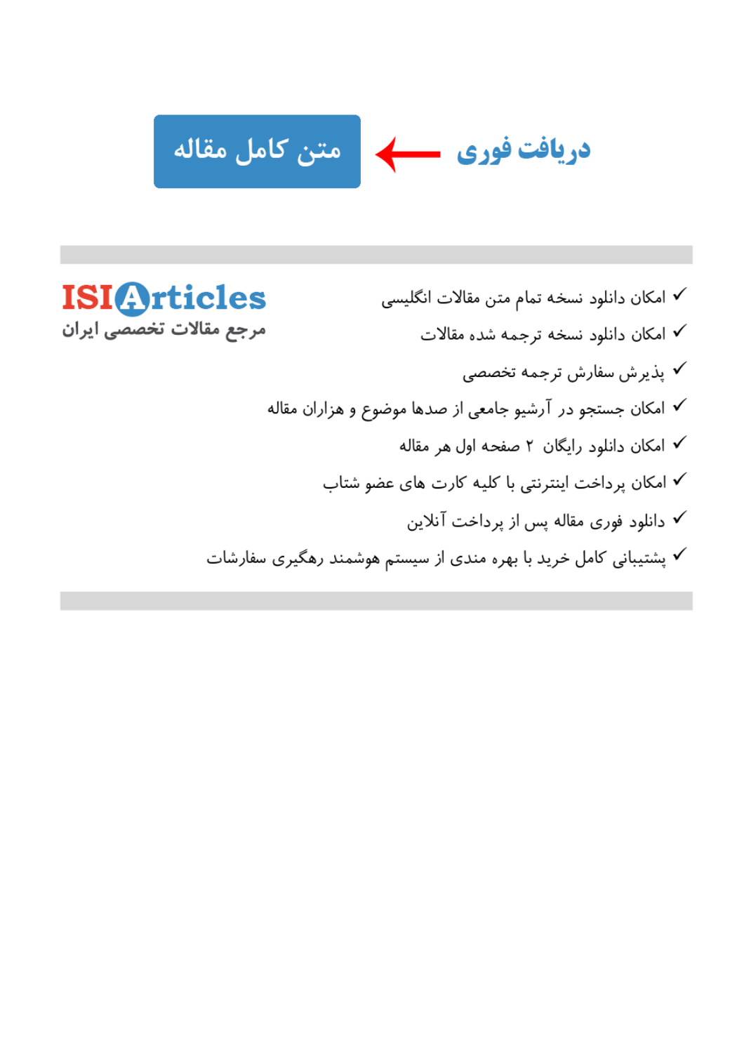دریافت فوری ← متن کامل مقاله

**ISIArticles**
مرجع مقالات تخصصی ایران

- ✓ امکان دانلود نسخه تمام متن مقالات انگلیسی
- ✓ امکان دانلود نسخه ترجمه شده مقالات
- ✓ پذیرش سفارش ترجمه تخصصی
- ✓ امکان جستجو در آرشیو جامعی از صدها موضوع و هزاران مقاله
- ✓ امکان دانلود رایگان ۲ صفحه اول هر مقاله
- ✓ امکان پرداخت اینترنتی با کلیه کارت های عضو شتاب
- ✓ دانلود فوری مقاله پس از پرداخت آنلاین
- ✓ پشتیبانی کامل خرید با بهره مندی از سیستم هوشمند رهگیری سفارشات